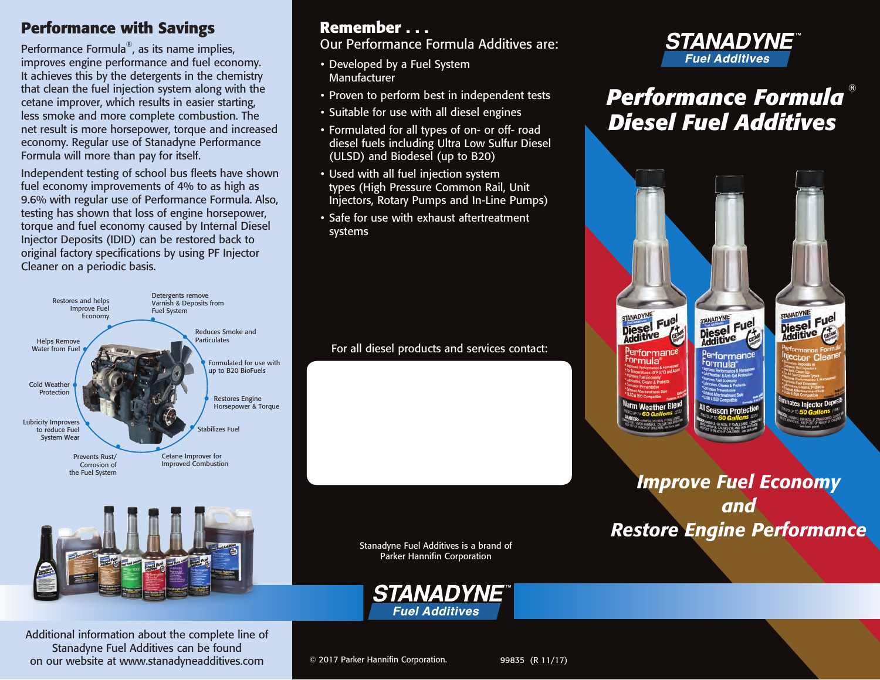## Performance with Savings

Performance Formula®, as its name implies, improves engine performance and fuel economy. It achieves this by the detergents in the chemistry that clean the fuel injection system along with the cetane improver, which results in easier starting, less smoke and more complete combustion. The net result is more horsepower, torque and increased economy. Regular use of Stanadyne Performance Formula will more than pay for itself.

Independent testing of school bus fleets have shown fuel economy improvements of 4% to as high as 9.6% with regular use of Performance Formula. Also, testing has shown that loss of engine horsepower, torque and fuel economy caused by Internal Diesel Injector Deposits (IDID) can be restored back to original factory specifications by using PF Injector Cleaner on a periodic basis.

- Restores and helps Improve Fuel Economy
- Detergents remove Varnish & Deposits from Fuel System
- Reduces Smoke and Particulates
- Formulated for use with up to B20 BioFuels
- Restores Engine Horsepower & Torque
- Stabilizes Fuel
- Cetane Improver for Improved Combustion
- Prevents Rust/ Corrosion of the Fuel System
- Lubricity Improvers to reduce Fuel System Wear
- Cold Weather Protection
- Helps Remove Water from Fuel

Additional information about the complete line of Stanadyne Fuel Additives can be found on our website at www.stanadyneadditives.com

## Remember . . .

Our Performance Formula Additives are:

- Developed by a Fuel System Manufacturer
- Proven to perform best in independent tests
- Suitable for use with all diesel engines
- Formulated for all types of on- or off- road diesel fuels including Ultra Low Sulfur Diesel (ULSD) and Biodesel (up to B20)
- Used with all fuel injection system types (High Pressure Common Rail, Unit Injectors, Rotary Pumps and In-Line Pumps)
- Safe for use with exhaust aftertreatment systems

For all diesel products and services contact:

Stanadyne Fuel Additives is a brand of Parker Hannifin Corporation

STANADYNE™ Fuel Additives

© 2017 Parker Hannifin Corporation.

99835 (R 11/17)

STANADYNE™ Fuel Additives

# *Performance Formula® Diesel Fuel Additives*

## *Improve Fuel Economy and Restore Engine Performance*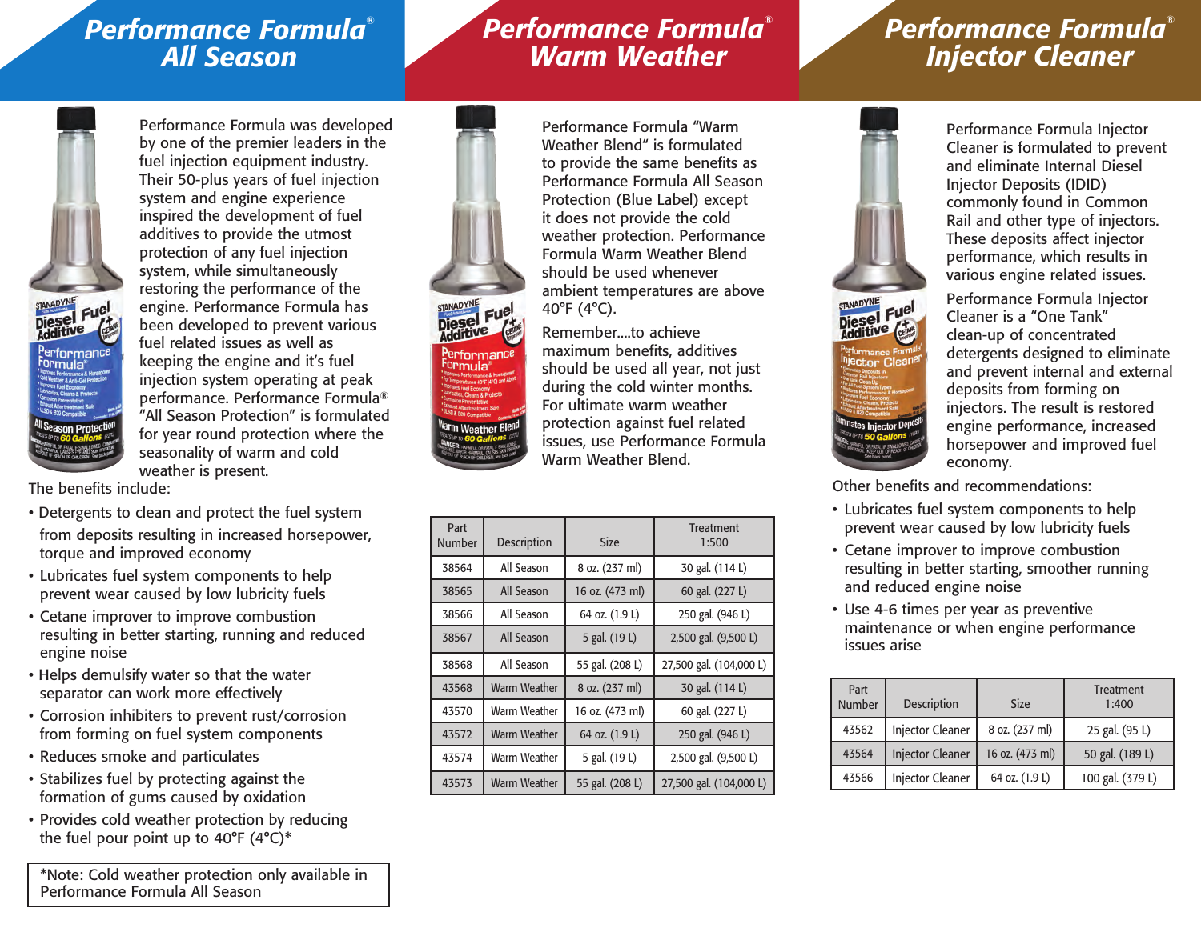# Performance Formula® All Season

Performance Formula was developed by one of the premier leaders in the fuel injection equipment industry. Their 50-plus years of fuel injection system and engine experience inspired the development of fuel additives to provide the utmost protection of any fuel injection system, while simultaneously restoring the performance of the engine. Performance Formula has been developed to prevent various fuel related issues as well as keeping the engine and it's fuel injection system operating at peak performance. Performance Formula® "All Season Protection" is formulated for year round protection where the seasonality of warm and cold weather is present.

The benefits include:

- Detergents to clean and protect the fuel system from deposits resulting in increased horsepower, torque and improved economy
- Lubricates fuel system components to help prevent wear caused by low lubricity fuels
- Cetane improver to improve combustion resulting in better starting, running and reduced engine noise
- Helps demulsify water so that the water separator can work more effectively
- Corrosion inhibiters to prevent rust/corrosion from forming on fuel system components
- Reduces smoke and particulates
- Stabilizes fuel by protecting against the formation of gums caused by oxidation
- Provides cold weather protection by reducing the fuel pour point up to 40°F (4°C)*

*Note: Cold weather protection only available in Performance Formula All Season

# Performance Formula® Warm Weather

Performance Formula "Warm Weather Blend" is formulated to provide the same benefits as Performance Formula All Season Protection (Blue Label) except it does not provide the cold weather protection. Performance Formula Warm Weather Blend should be used whenever ambient temperatures are above 40°F (4°C).

Remember....to achieve maximum benefits, additives should be used all year, not just during the cold winter months. For ultimate warm weather protection against fuel related issues, use Performance Formula Warm Weather Blend.

| Part Number | Description | Size | Treatment 1:500 |
|---|---|---|---|
| 38564 | All Season | 8 oz. (237 ml) | 30 gal. (114 L) |
| 38565 | All Season | 16 oz. (473 ml) | 60 gal. (227 L) |
| 38566 | All Season | 64 oz. (1.9 L) | 250 gal. (946 L) |
| 38567 | All Season | 5 gal. (19 L) | 2,500 gal. (9,500 L) |
| 38568 | All Season | 55 gal. (208 L) | 27,500 gal. (104,000 L) |
| 43568 | Warm Weather | 8 oz. (237 ml) | 30 gal. (114 L) |
| 43570 | Warm Weather | 16 oz. (473 ml) | 60 gal. (227 L) |
| 43572 | Warm Weather | 64 oz. (1.9 L) | 250 gal. (946 L) |
| 43574 | Warm Weather | 5 gal. (19 L) | 2,500 gal. (9,500 L) |
| 43573 | Warm Weather | 55 gal. (208 L) | 27,500 gal. (104,000 L) |

# Performance Formula® Injector Cleaner

Performance Formula Injector Cleaner is formulated to prevent and eliminate Internal Diesel Injector Deposits (IDID) commonly found in Common Rail and other type of injectors. These deposits affect injector performance, which results in various engine related issues.

Performance Formula Injector Cleaner is a "One Tank" clean-up of concentrated detergents designed to eliminate and prevent internal and external deposits from forming on injectors. The result is restored engine performance, increased horsepower and improved fuel economy.

Other benefits and recommendations:

- Lubricates fuel system components to help prevent wear caused by low lubricity fuels
- Cetane improver to improve combustion resulting in better starting, smoother running and reduced engine noise
- Use 4-6 times per year as preventive maintenance or when engine performance issues arise

| Part Number | Description | Size | Treatment 1:400 |
|---|---|---|---|
| 43562 | Injector Cleaner | 8 oz. (237 ml) | 25 gal. (95 L) |
| 43564 | Injector Cleaner | 16 oz. (473 ml) | 50 gal. (189 L) |
| 43566 | Injector Cleaner | 64 oz. (1.9 L) | 100 gal. (379 L) |